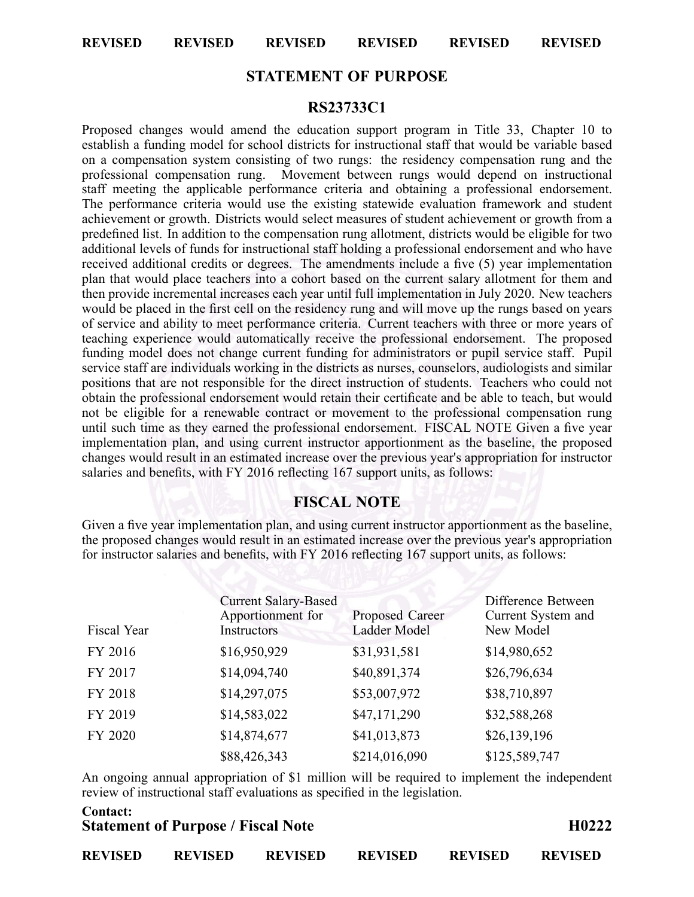REVISED REVISED REVISED REVISED REVISED REVISED

## STATEMENT OF PURPOSE

## RS23733C1

Proposed changes would amend the education support program in Title 33, Chapter 10 to establish a funding model for school districts for instructional staff that would be variable based on a compensation system consisting of two rungs: the residency compensation rung and the professional compensation rung. Movement between rungs would depend on instructional staff meeting the applicable performance criteria and obtaining a professional endorsement. The performance criteria would use the existing statewide evaluation framework and student achievement or growth. Districts would select measures of student achievement or growth from a predefined list. In addition to the compensation rung allotment, districts would be eligible for two additional levels of funds for instructional staff holding a professional endorsement and who have received additional credits or degrees. The amendments include a five (5) year implementation plan that would place teachers into a cohort based on the current salary allotment for them and then provide incremental increases each year until full implementation in July 2020. New teachers would be placed in the first cell on the residency rung and will move up the rungs based on years of service and ability to meet performance criteria. Current teachers with three or more years of teaching experience would automatically receive the professional endorsement. The proposed funding model does not change current funding for administrators or pupil service staff. Pupil service staff are individuals working in the districts as nurses, counselors, audiologists and similar positions that are not responsible for the direct instruction of students. Teachers who could not obtain the professional endorsement would retain their certificate and be able to teach, but would not be eligible for a renewable contract or movement to the professional compensation rung until such time as they earned the professional endorsement. FISCAL NOTE Given a five year implementation plan, and using current instructor apportionment as the baseline, the proposed changes would result in an estimated increase over the previous year's appropriation for instructor salaries and benefits, with FY 2016 reflecting 167 support units, as follows:

## FISCAL NOTE

Given a five year implementation plan, and using current instructor apportionment as the baseline, the proposed changes would result in an estimated increase over the previous year's appropriation for instructor salaries and benefits, with FY 2016 reflecting 167 support units, as follows:

| Fiscal Year | Current Salary-Based Apportionment for Instructors | Proposed Career Ladder Model | Difference Between Current System and New Model |
|---|---|---|---|
| FY 2016 | $16,950,929 | $31,931,581 | $14,980,652 |
| FY 2017 | $14,094,740 | $40,891,374 | $26,796,634 |
| FY 2018 | $14,297,075 | $53,007,972 | $38,710,897 |
| FY 2019 | $14,583,022 | $47,171,290 | $32,588,268 |
| FY 2020 | $14,874,677 | $41,013,873 | $26,139,196 |
| | $88,426,343 | $214,016,090 | $125,589,747 |

An ongoing annual appropriation of $1 million will be required to implement the independent review of instructional staff evaluations as specified in the legislation.

**Contact:**

**Statement of Purpose / Fiscal Note** **H0222**

REVISED REVISED REVISED REVISED REVISED REVISED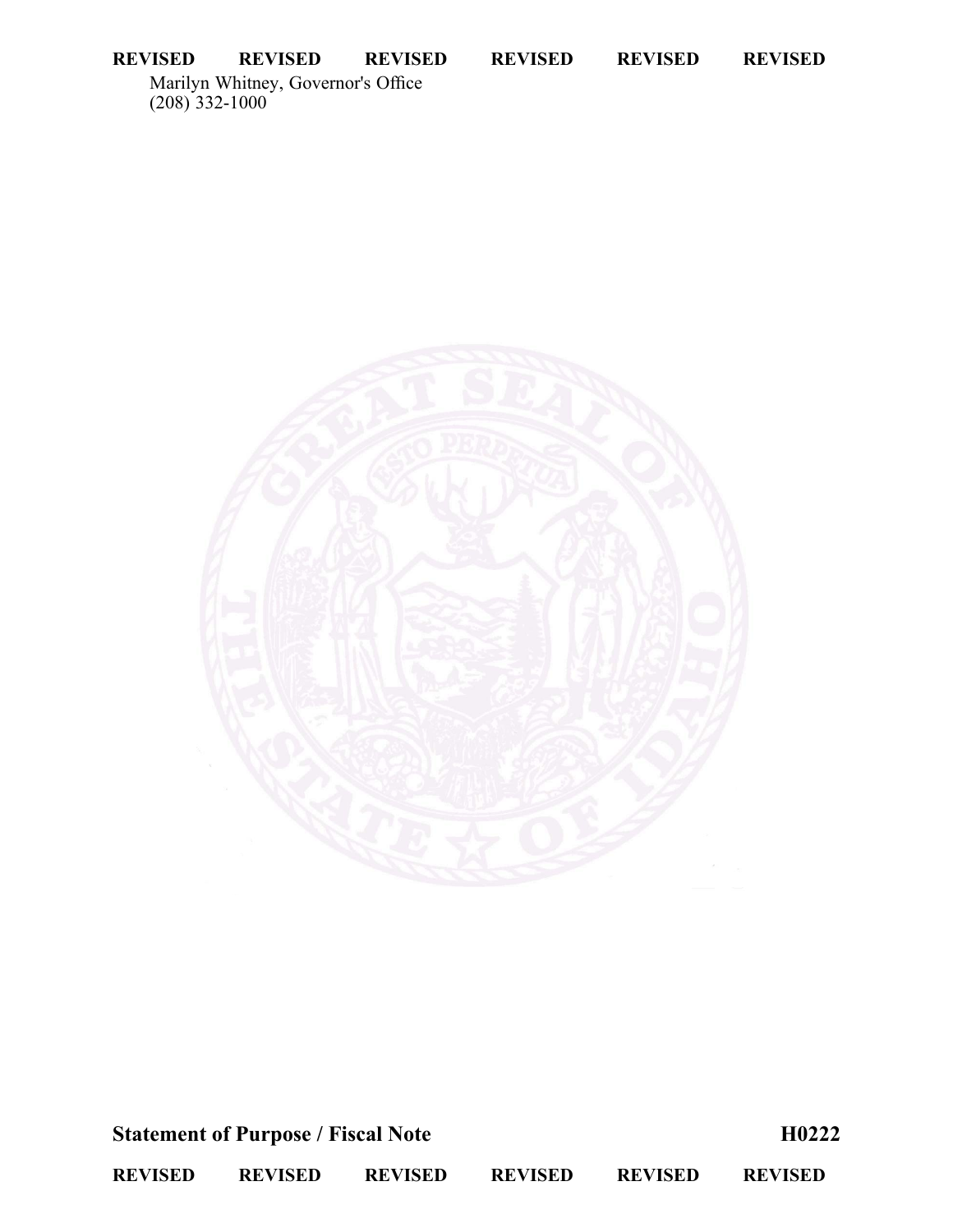Marilyn Whitney, Governor's Office
(208) 332-1000